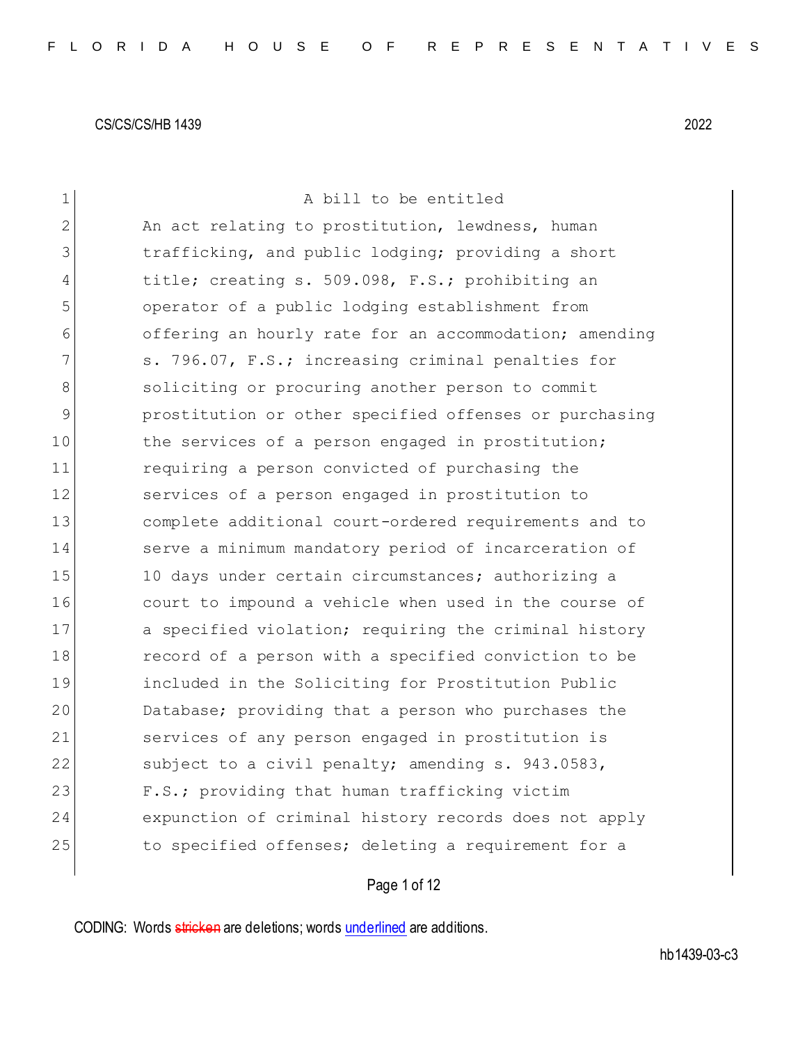CS/CS/CS/HB 1439 2022

A bill to be entitled

An act relating to prostitution, lewdness, human trafficking, and public lodging; providing a short title; creating s. 509.098, F.S.; prohibiting an operator of a public lodging establishment from offering an hourly rate for an accommodation; amending s. 796.07, F.S.; increasing criminal penalties for soliciting or procuring another person to commit prostitution or other specified offenses or purchasing the services of a person engaged in prostitution; requiring a person convicted of purchasing the services of a person engaged in prostitution to complete additional court-ordered requirements and to serve a minimum mandatory period of incarceration of 10 days under certain circumstances; authorizing a court to impound a vehicle when used in the course of a specified violation; requiring the criminal history record of a person with a specified conviction to be included in the Soliciting for Prostitution Public Database; providing that a person who purchases the services of any person engaged in prostitution is subject to a civil penalty; amending s. 943.0583, F.S.; providing that human trafficking victim expunction of criminal history records does not apply to specified offenses; deleting a requirement for a

CODING: Words ~~stricken~~ are deletions; words underlined are additions.

hb1439-03-c3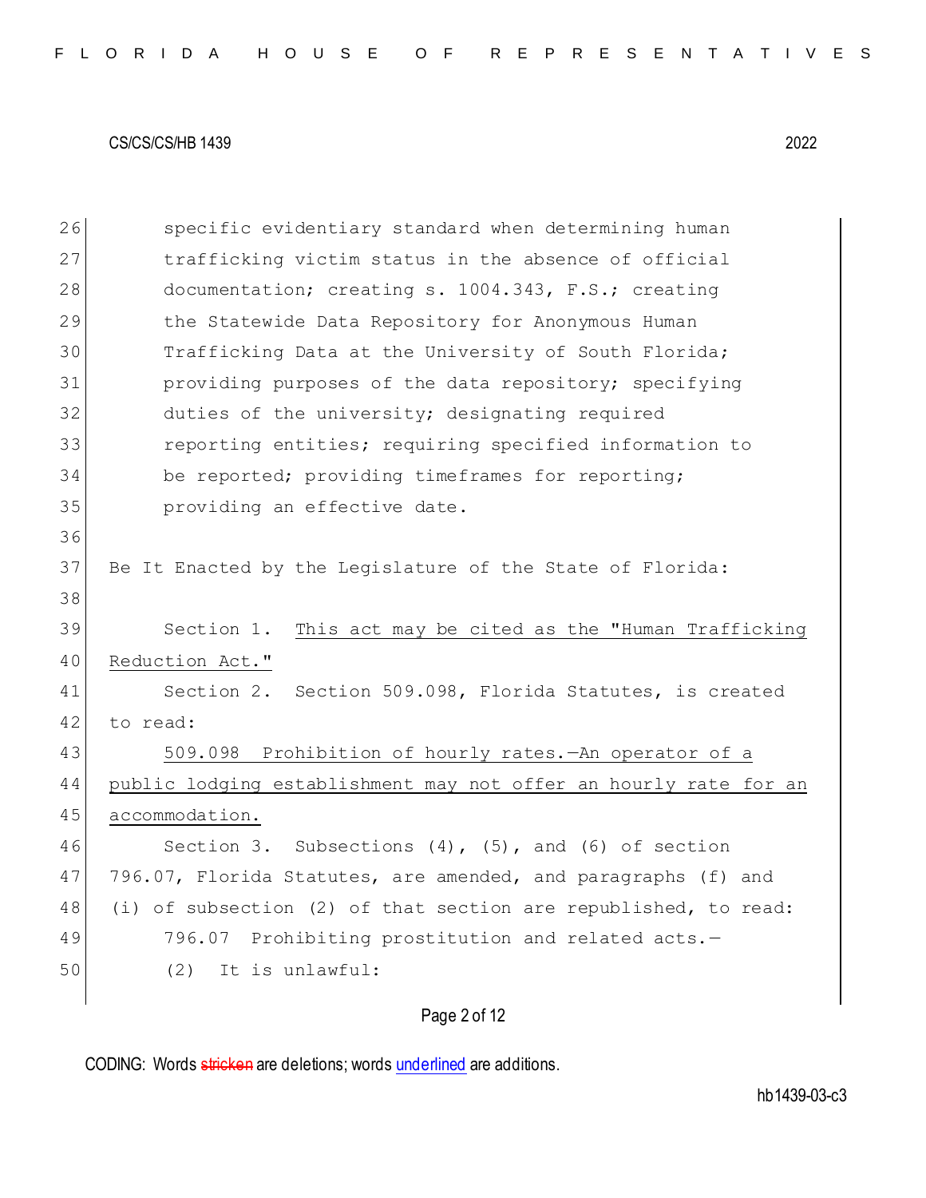specific evidentiary standard when determining human trafficking victim status in the absence of official documentation; creating s. 1004.343, F.S.; creating the Statewide Data Repository for Anonymous Human Trafficking Data at the University of South Florida; providing purposes of the data repository; specifying duties of the university; designating required reporting entities; requiring specified information to be reported; providing timeframes for reporting; providing an effective date.

Be It Enacted by the Legislature of the State of Florida:

Section 1. This act may be cited as the "Human Trafficking Reduction Act."

Section 2. Section 509.098, Florida Statutes, is created to read:

509.098 Prohibition of hourly rates.—An operator of a public lodging establishment may not offer an hourly rate for an accommodation.

Section 3. Subsections (4), (5), and (6) of section 796.07, Florida Statutes, are amended, and paragraphs (f) and (i) of subsection (2) of that section are republished, to read:

796.07 Prohibiting prostitution and related acts.—

(2) It is unlawful: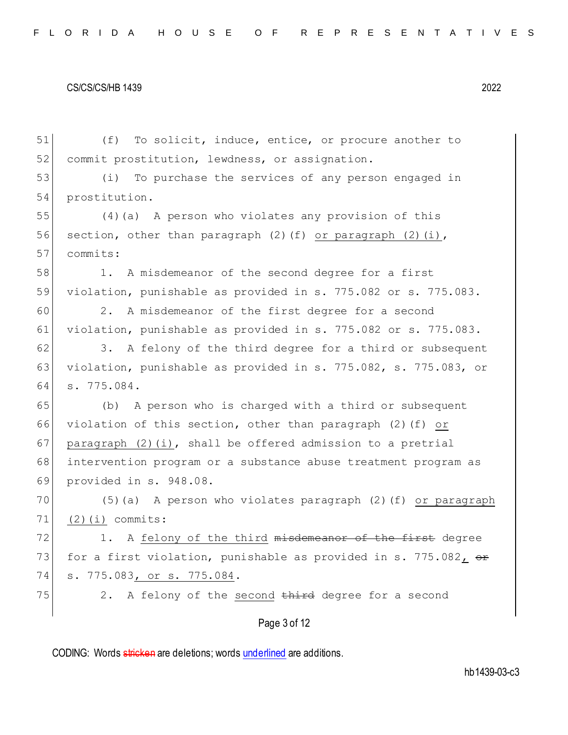(f) To solicit, induce, entice, or procure another to commit prostitution, lewdness, or assignation.

(i) To purchase the services of any person engaged in prostitution.

(4)(a) A person who violates any provision of this section, other than paragraph (2)(f) <u>or paragraph (2)(i)</u>, commits:

1. A misdemeanor of the second degree for a first violation, punishable as provided in s. 775.082 or s. 775.083.

2. A misdemeanor of the first degree for a second violation, punishable as provided in s. 775.082 or s. 775.083.

3. A felony of the third degree for a third or subsequent violation, punishable as provided in s. 775.082, s. 775.083, or s. 775.084.

(b) A person who is charged with a third or subsequent violation of this section, other than paragraph (2)(f) <u>or paragraph (2)(i)</u>, shall be offered admission to a pretrial intervention program or a substance abuse treatment program as provided in s. 948.08.

(5)(a) A person who violates paragraph (2)(f) <u>or paragraph (2)(i)</u> commits:

1. A <u>felony of the third</u> ~~misdemeanor of the first~~ degree for a first violation, punishable as provided in s. 775.082<u>,</u> ~~or~~ s. 775.083<u>, or s. 775.084</u>.

2. A felony of the <u>second</u> ~~third~~ degree for a second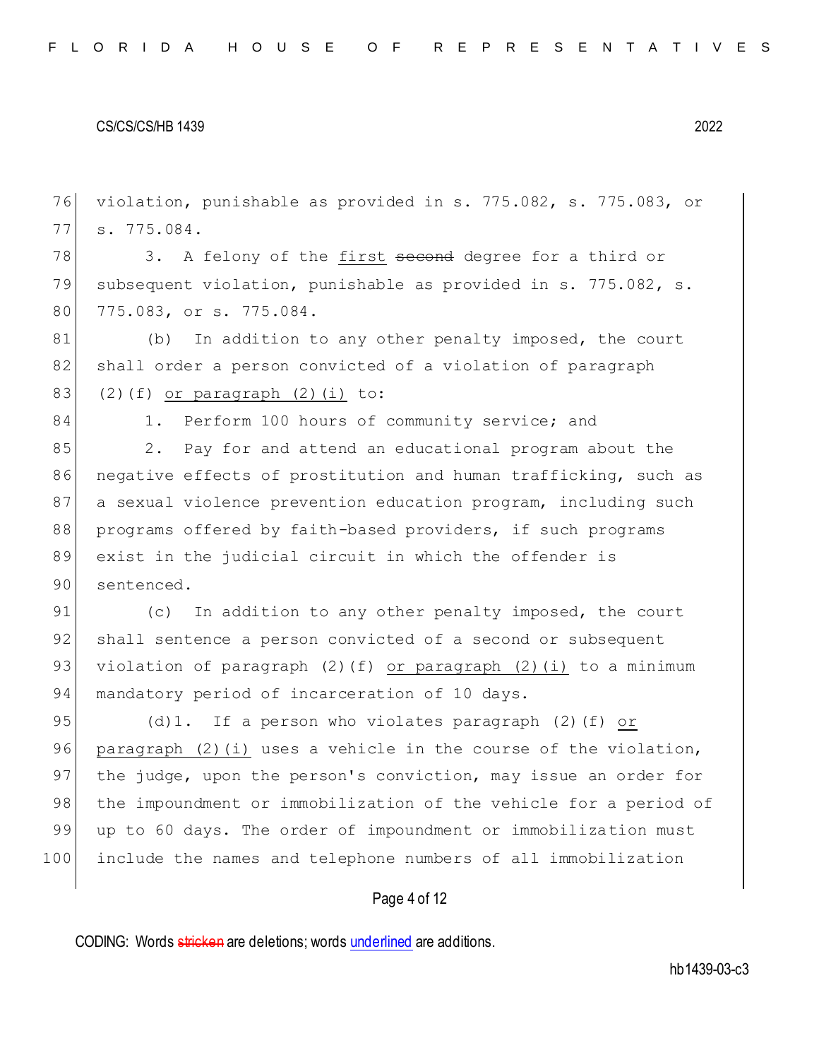violation, punishable as provided in s. 775.082, s. 775.083, or s. 775.084.

3. A felony of the <u>first</u> ~~second~~ degree for a third or subsequent violation, punishable as provided in s. 775.082, s. 775.083, or s. 775.084.

(b) In addition to any other penalty imposed, the court shall order a person convicted of a violation of paragraph (2)(f) <u>or paragraph (2)(i)</u> to:

1. Perform 100 hours of community service; and

2. Pay for and attend an educational program about the negative effects of prostitution and human trafficking, such as a sexual violence prevention education program, including such programs offered by faith-based providers, if such programs exist in the judicial circuit in which the offender is sentenced.

(c) In addition to any other penalty imposed, the court shall sentence a person convicted of a second or subsequent violation of paragraph (2)(f) <u>or paragraph (2)(i)</u> to a minimum mandatory period of incarceration of 10 days.

(d)1. If a person who violates paragraph (2)(f) <u>or paragraph (2)(i)</u> uses a vehicle in the course of the violation, the judge, upon the person's conviction, may issue an order for the impoundment or immobilization of the vehicle for a period of up to 60 days. The order of impoundment or immobilization must include the names and telephone numbers of all immobilization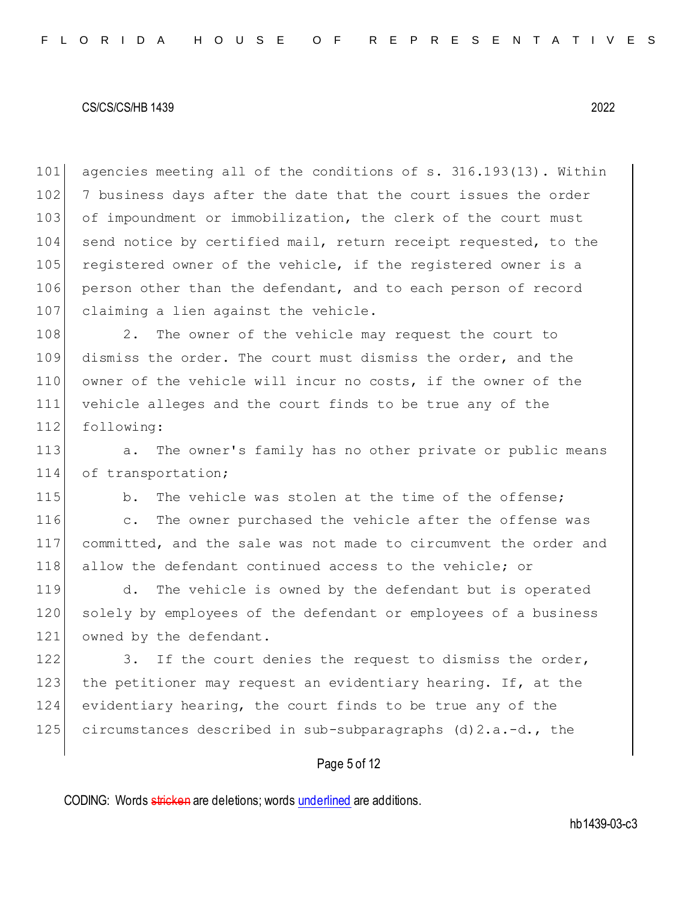agencies meeting all of the conditions of s. 316.193(13). Within 7 business days after the date that the court issues the order of impoundment or immobilization, the clerk of the court must send notice by certified mail, return receipt requested, to the registered owner of the vehicle, if the registered owner is a person other than the defendant, and to each person of record claiming a lien against the vehicle.

2. The owner of the vehicle may request the court to dismiss the order. The court must dismiss the order, and the owner of the vehicle will incur no costs, if the owner of the vehicle alleges and the court finds to be true any of the following:

a. The owner's family has no other private or public means of transportation;

b. The vehicle was stolen at the time of the offense;

c. The owner purchased the vehicle after the offense was committed, and the sale was not made to circumvent the order and allow the defendant continued access to the vehicle; or

d. The vehicle is owned by the defendant but is operated solely by employees of the defendant or employees of a business owned by the defendant.

3. If the court denies the request to dismiss the order, the petitioner may request an evidentiary hearing. If, at the evidentiary hearing, the court finds to be true any of the circumstances described in sub-subparagraphs (d)2.a.-d., the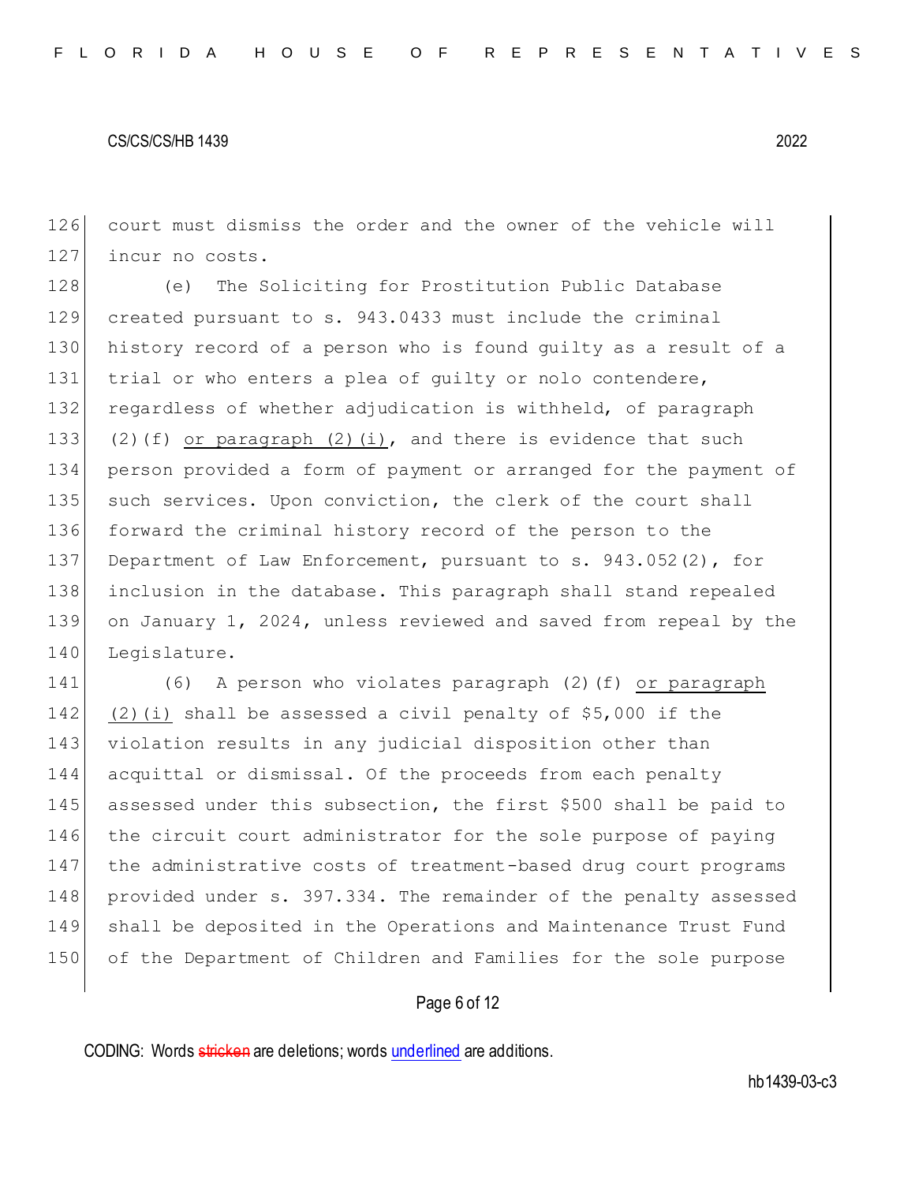court must dismiss the order and the owner of the vehicle will incur no costs.

(e) The Soliciting for Prostitution Public Database created pursuant to s. 943.0433 must include the criminal history record of a person who is found guilty as a result of a trial or who enters a plea of guilty or nolo contendere, regardless of whether adjudication is withheld, of paragraph (2)(f) <u>or paragraph (2)(i)</u>, and there is evidence that such person provided a form of payment or arranged for the payment of such services. Upon conviction, the clerk of the court shall forward the criminal history record of the person to the Department of Law Enforcement, pursuant to s. 943.052(2), for inclusion in the database. This paragraph shall stand repealed on January 1, 2024, unless reviewed and saved from repeal by the Legislature.

(6) A person who violates paragraph (2)(f) <u>or paragraph (2)(i)</u> shall be assessed a civil penalty of $5,000 if the violation results in any judicial disposition other than acquittal or dismissal. Of the proceeds from each penalty assessed under this subsection, the first $500 shall be paid to the circuit court administrator for the sole purpose of paying the administrative costs of treatment-based drug court programs provided under s. 397.334. The remainder of the penalty assessed shall be deposited in the Operations and Maintenance Trust Fund of the Department of Children and Families for the sole purpose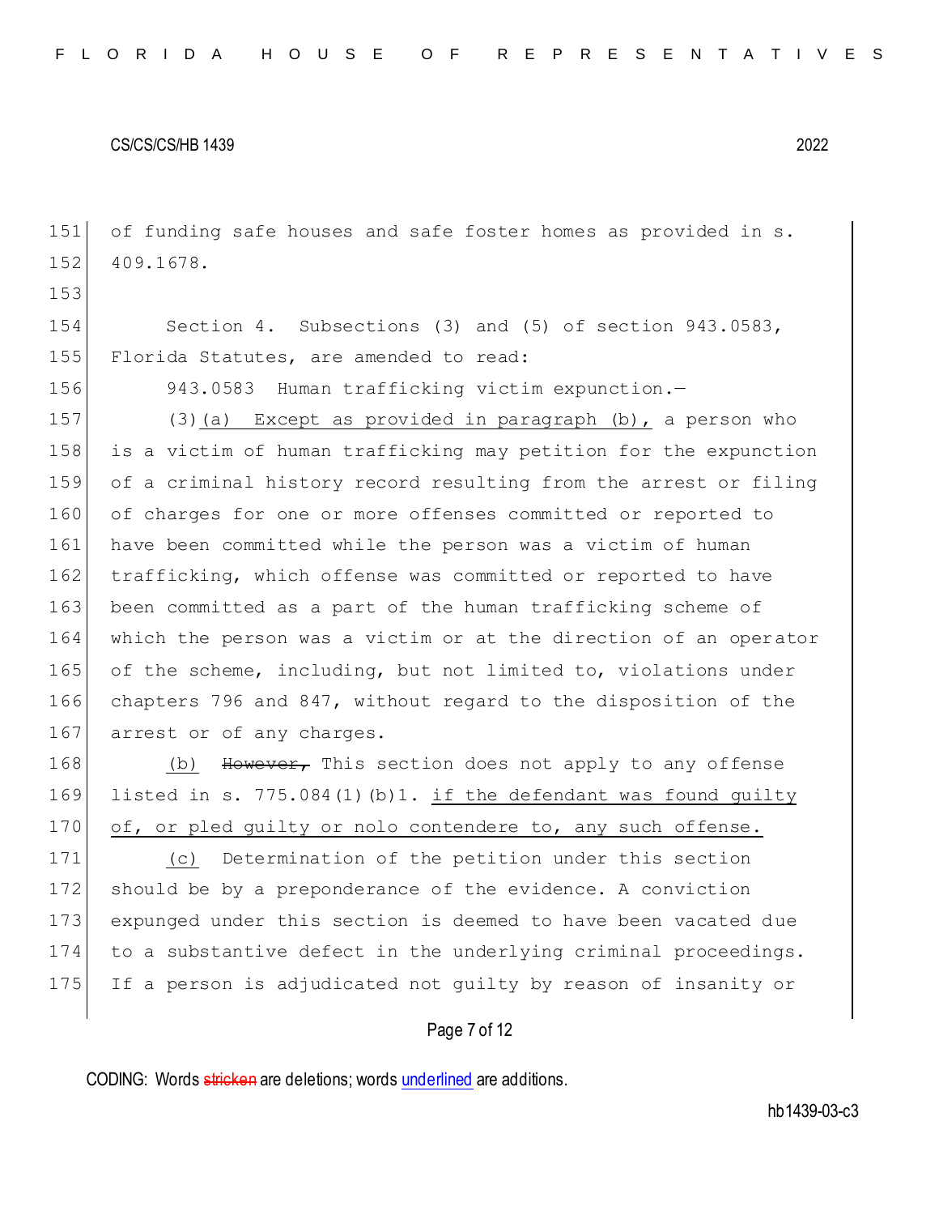of funding safe houses and safe foster homes as provided in s. 409.1678.

Section 4. Subsections (3) and (5) of section 943.0583, Florida Statutes, are amended to read:

943.0583 Human trafficking victim expunction.—

(3)(a) Except as provided in paragraph (b), a person who is a victim of human trafficking may petition for the expunction of a criminal history record resulting from the arrest or filing of charges for one or more offenses committed or reported to have been committed while the person was a victim of human trafficking, which offense was committed or reported to have been committed as a part of the human trafficking scheme of which the person was a victim or at the direction of an operator of the scheme, including, but not limited to, violations under chapters 796 and 847, without regard to the disposition of the arrest or of any charges.

(b) ~~However,~~ This section does not apply to any offense listed in s. 775.084(1)(b)1. if the defendant was found guilty of, or pled guilty or nolo contendere to, any such offense.

(c) Determination of the petition under this section should be by a preponderance of the evidence. A conviction expunged under this section is deemed to have been vacated due to a substantive defect in the underlying criminal proceedings. If a person is adjudicated not guilty by reason of insanity or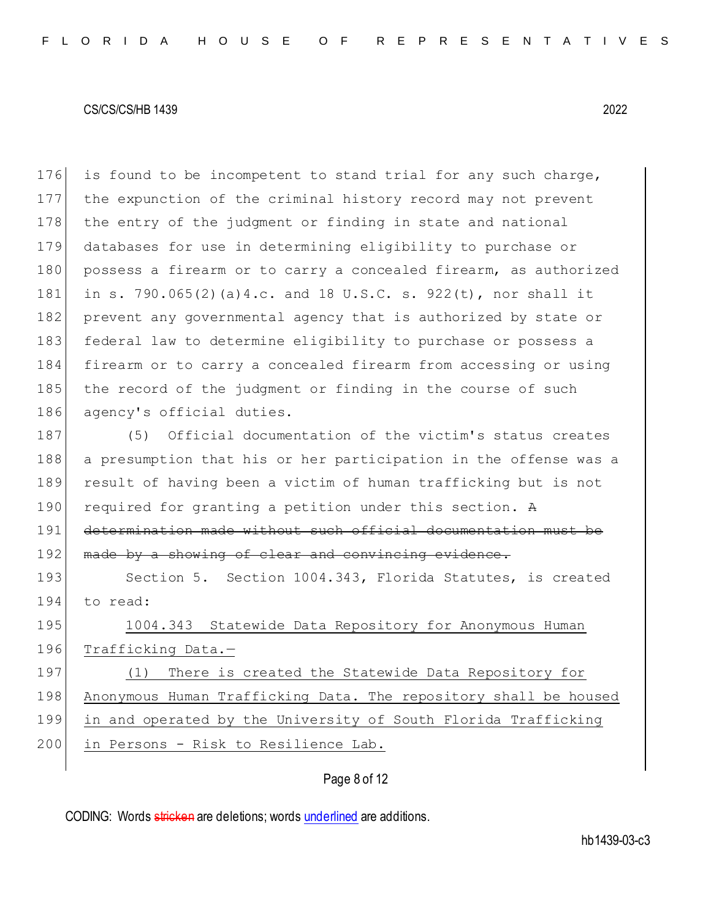is found to be incompetent to stand trial for any such charge, the expunction of the criminal history record may not prevent the entry of the judgment or finding in state and national databases for use in determining eligibility to purchase or possess a firearm or to carry a concealed firearm, as authorized in s. 790.065(2)(a)4.c. and 18 U.S.C. s. 922(t), nor shall it prevent any governmental agency that is authorized by state or federal law to determine eligibility to purchase or possess a firearm or to carry a concealed firearm from accessing or using the record of the judgment or finding in the course of such agency's official duties.

(5) Official documentation of the victim's status creates a presumption that his or her participation in the offense was a result of having been a victim of human trafficking but is not required for granting a petition under this section. ~~A determination made without such official documentation must be made by a showing of clear and convincing evidence.~~

Section 5. Section 1004.343, Florida Statutes, is created to read:

<u>1004.343 Statewide Data Repository for Anonymous Human Trafficking Data.—</u>

<u>(1) There is created the Statewide Data Repository for Anonymous Human Trafficking Data. The repository shall be housed in and operated by the University of South Florida Trafficking in Persons - Risk to Resilience Lab.</u>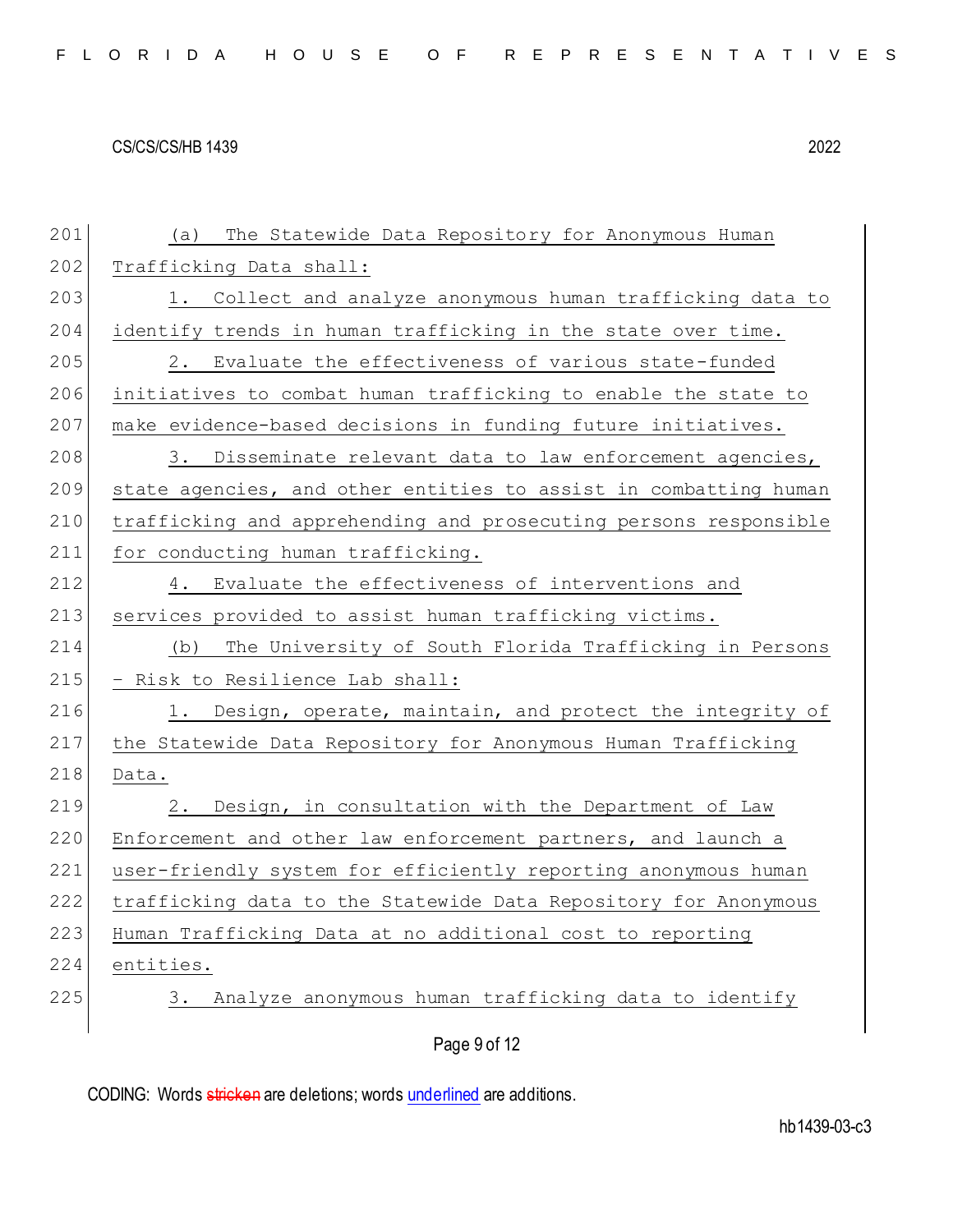(a) The Statewide Data Repository for Anonymous Human Trafficking Data shall:

1. Collect and analyze anonymous human trafficking data to identify trends in human trafficking in the state over time.

2. Evaluate the effectiveness of various state-funded initiatives to combat human trafficking to enable the state to make evidence-based decisions in funding future initiatives.

3. Disseminate relevant data to law enforcement agencies, state agencies, and other entities to assist in combatting human trafficking and apprehending and prosecuting persons responsible for conducting human trafficking.

4. Evaluate the effectiveness of interventions and services provided to assist human trafficking victims.

(b) The University of South Florida Trafficking in Persons - Risk to Resilience Lab shall:

1. Design, operate, maintain, and protect the integrity of the Statewide Data Repository for Anonymous Human Trafficking Data.

2. Design, in consultation with the Department of Law Enforcement and other law enforcement partners, and launch a user-friendly system for efficiently reporting anonymous human trafficking data to the Statewide Data Repository for Anonymous Human Trafficking Data at no additional cost to reporting entities.

3. Analyze anonymous human trafficking data to identify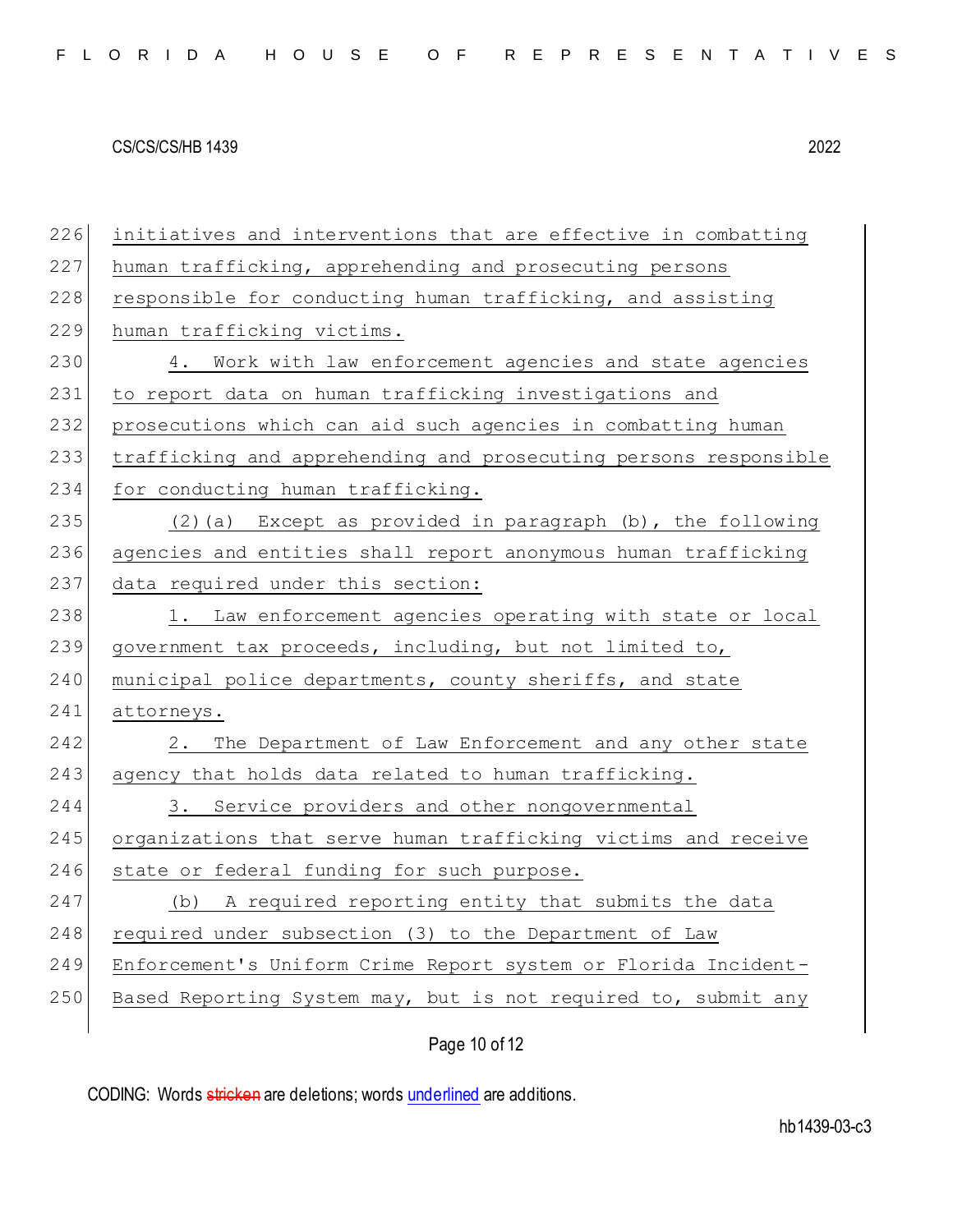initiatives and interventions that are effective in combatting human trafficking, apprehending and prosecuting persons responsible for conducting human trafficking, and assisting human trafficking victims.

4. Work with law enforcement agencies and state agencies to report data on human trafficking investigations and prosecutions which can aid such agencies in combatting human trafficking and apprehending and prosecuting persons responsible for conducting human trafficking.

(2)(a) Except as provided in paragraph (b), the following agencies and entities shall report anonymous human trafficking data required under this section:

1. Law enforcement agencies operating with state or local government tax proceeds, including, but not limited to, municipal police departments, county sheriffs, and state attorneys.

2. The Department of Law Enforcement and any other state agency that holds data related to human trafficking.

3. Service providers and other nongovernmental organizations that serve human trafficking victims and receive state or federal funding for such purpose.

(b) A required reporting entity that submits the data required under subsection (3) to the Department of Law Enforcement's Uniform Crime Report system or Florida Incident-Based Reporting System may, but is not required to, submit any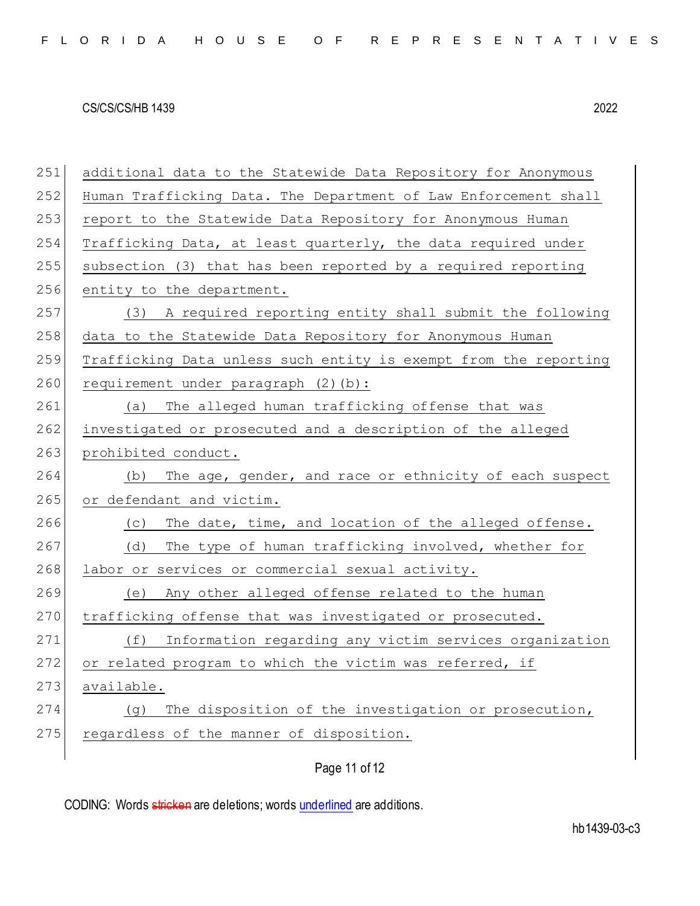additional data to the Statewide Data Repository for Anonymous Human Trafficking Data. The Department of Law Enforcement shall report to the Statewide Data Repository for Anonymous Human Trafficking Data, at least quarterly, the data required under subsection (3) that has been reported by a required reporting entity to the department.

(3) A required reporting entity shall submit the following data to the Statewide Data Repository for Anonymous Human Trafficking Data unless such entity is exempt from the reporting requirement under paragraph (2)(b):

(a) The alleged human trafficking offense that was investigated or prosecuted and a description of the alleged prohibited conduct.

(b) The age, gender, and race or ethnicity of each suspect or defendant and victim.

(c) The date, time, and location of the alleged offense.

(d) The type of human trafficking involved, whether for labor or services or commercial sexual activity.

(e) Any other alleged offense related to the human trafficking offense that was investigated or prosecuted.

(f) Information regarding any victim services organization or related program to which the victim was referred, if available.

(g) The disposition of the investigation or prosecution, regardless of the manner of disposition.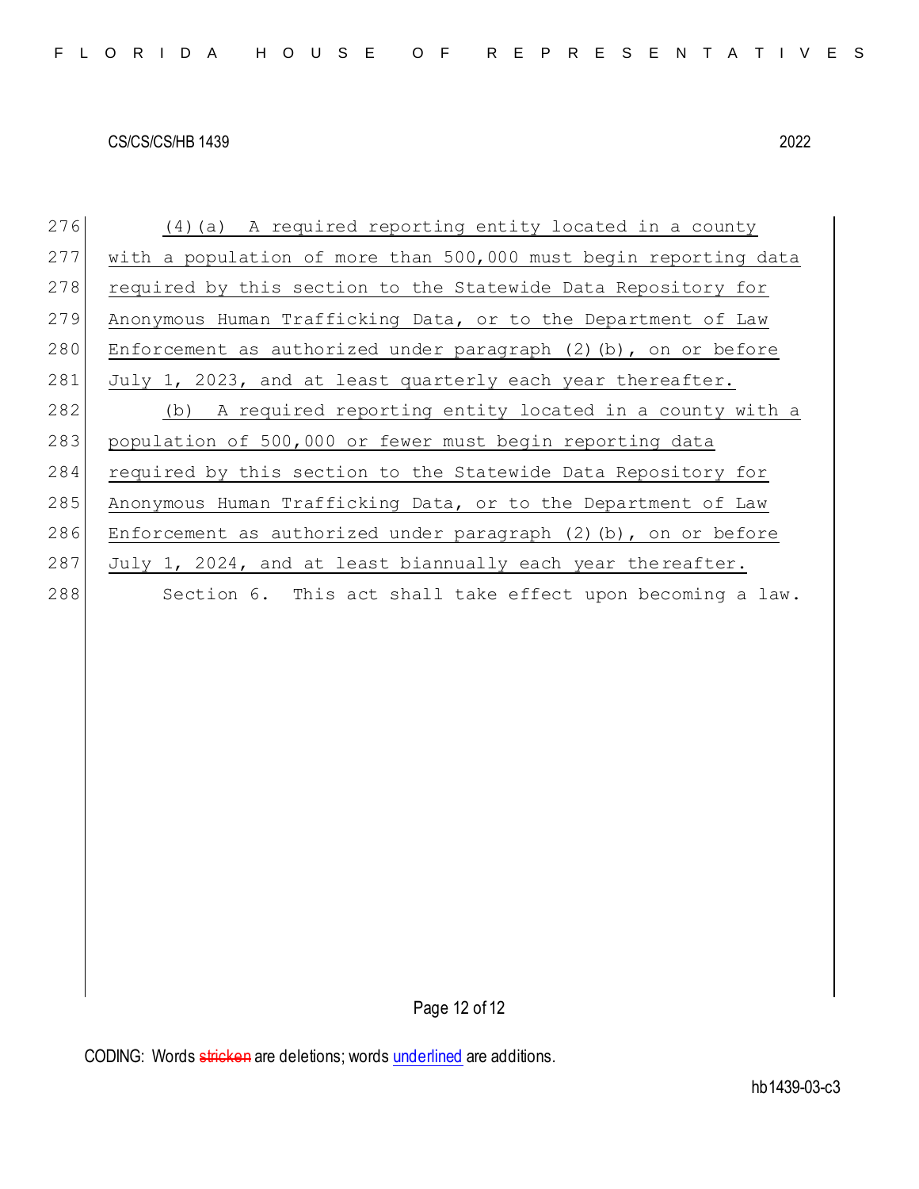(4)(a) A required reporting entity located in a county with a population of more than 500,000 must begin reporting data required by this section to the Statewide Data Repository for Anonymous Human Trafficking Data, or to the Department of Law Enforcement as authorized under paragraph (2)(b), on or before July 1, 2023, and at least quarterly each year thereafter.

(b) A required reporting entity located in a county with a population of 500,000 or fewer must begin reporting data required by this section to the Statewide Data Repository for Anonymous Human Trafficking Data, or to the Department of Law Enforcement as authorized under paragraph (2)(b), on or before July 1, 2024, and at least biannually each year thereafter.

Section 6. This act shall take effect upon becoming a law.

CODING: Words stricken are deletions; words underlined are additions.